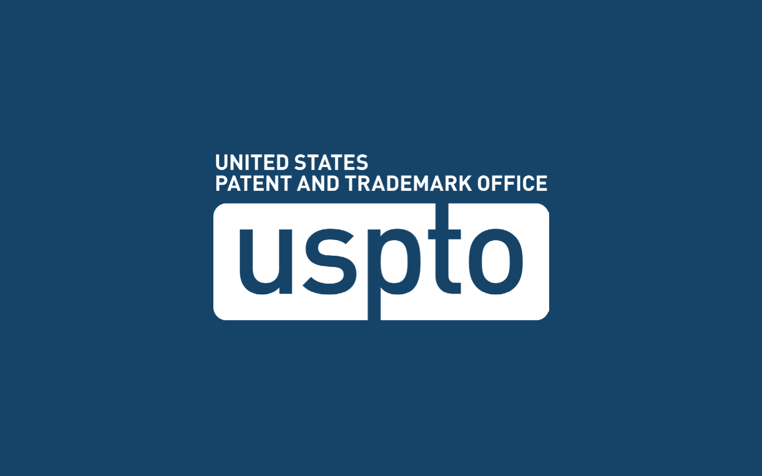UNITED STATES
PATENT AND TRADEMARK OFFICE

uspto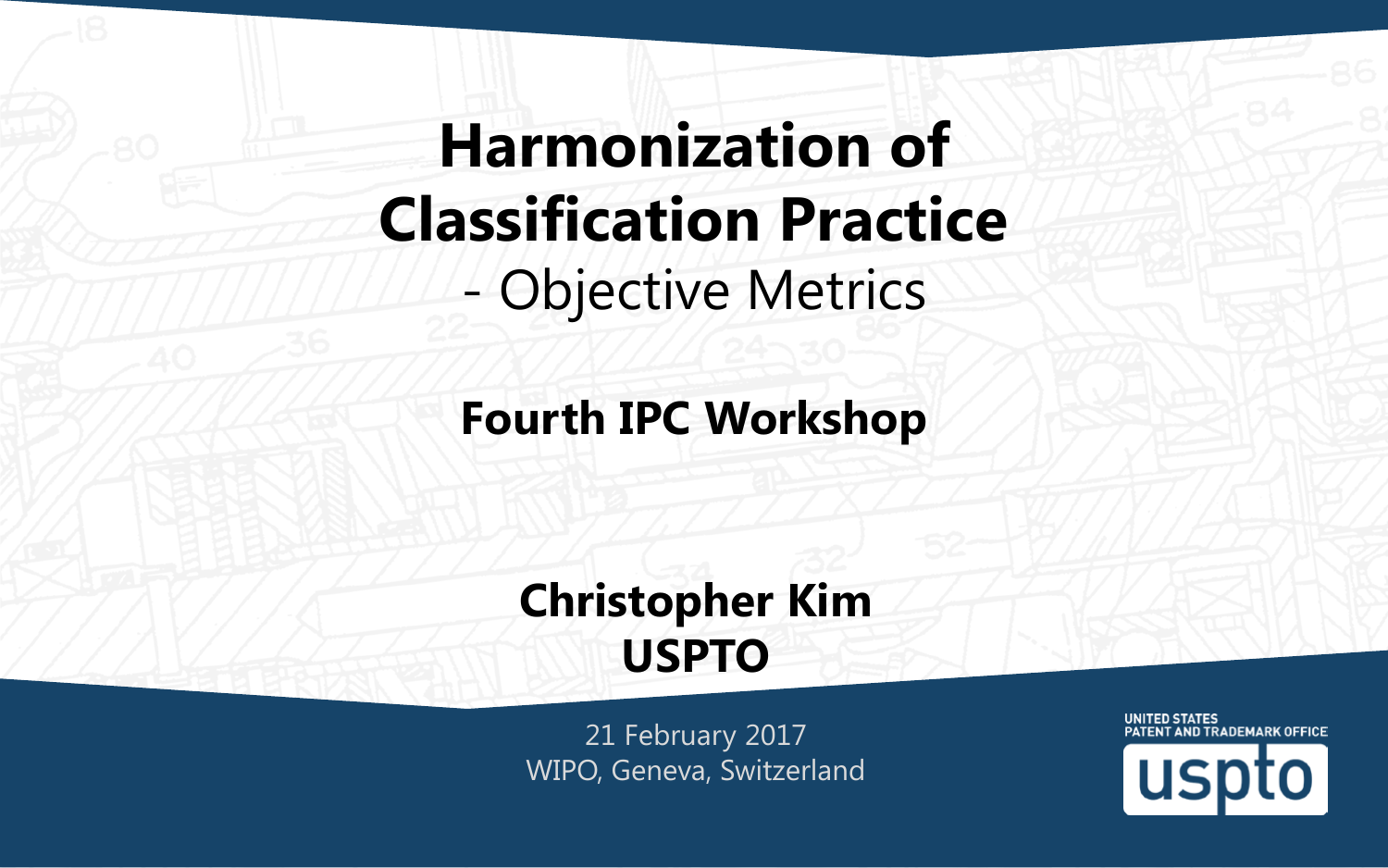# Harmonization of Classification Practice

- Objective Metrics

**Fourth IPC Workshop**

**Christopher Kim**
**USPTO**

21 February 2017
WIPO, Geneva, Switzerland

UNITED STATES
PATENT AND TRADEMARK OFFICE
uspto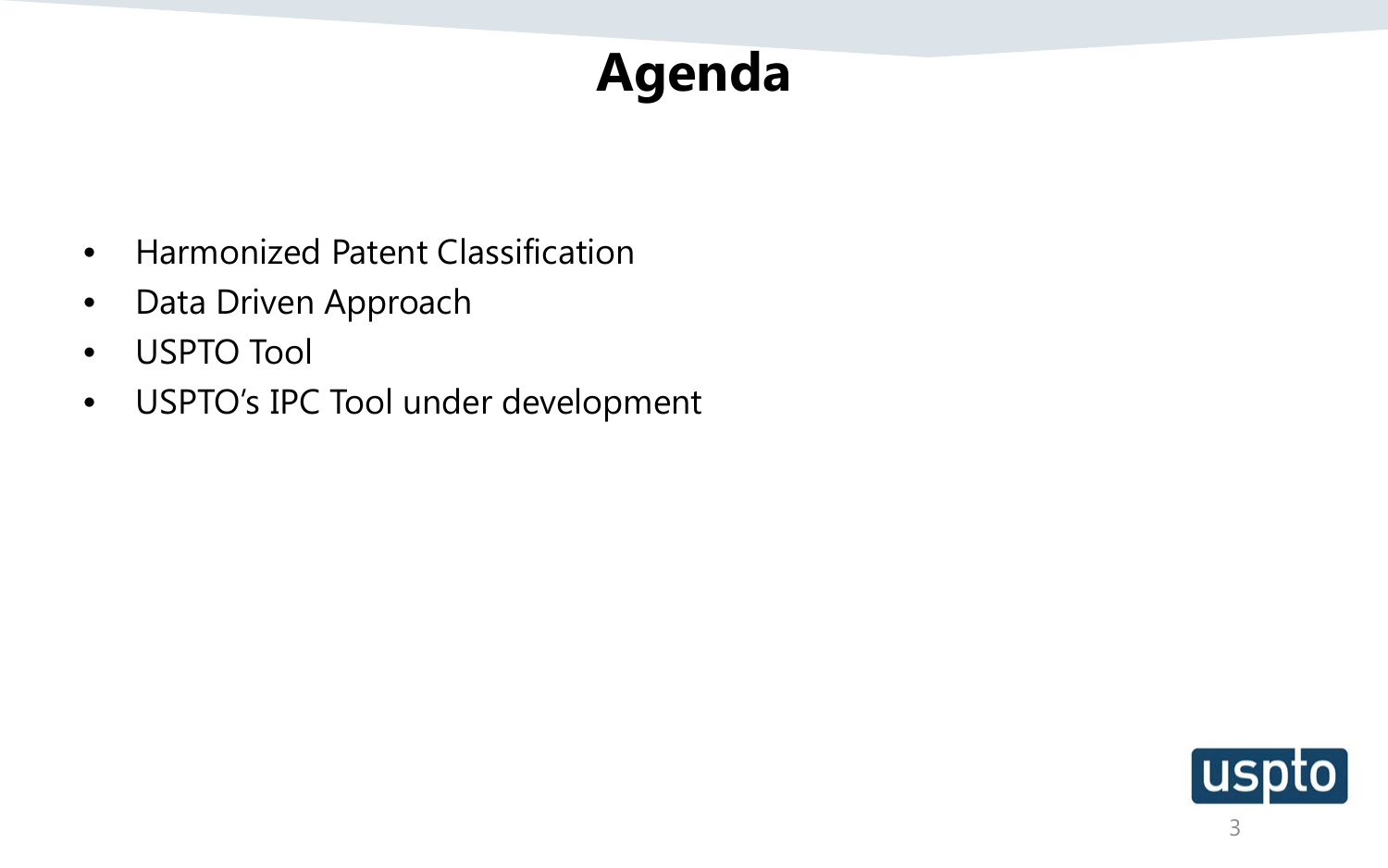# Agenda

- Harmonized Patent Classification
- Data Driven Approach
- USPTO Tool
- USPTO's IPC Tool under development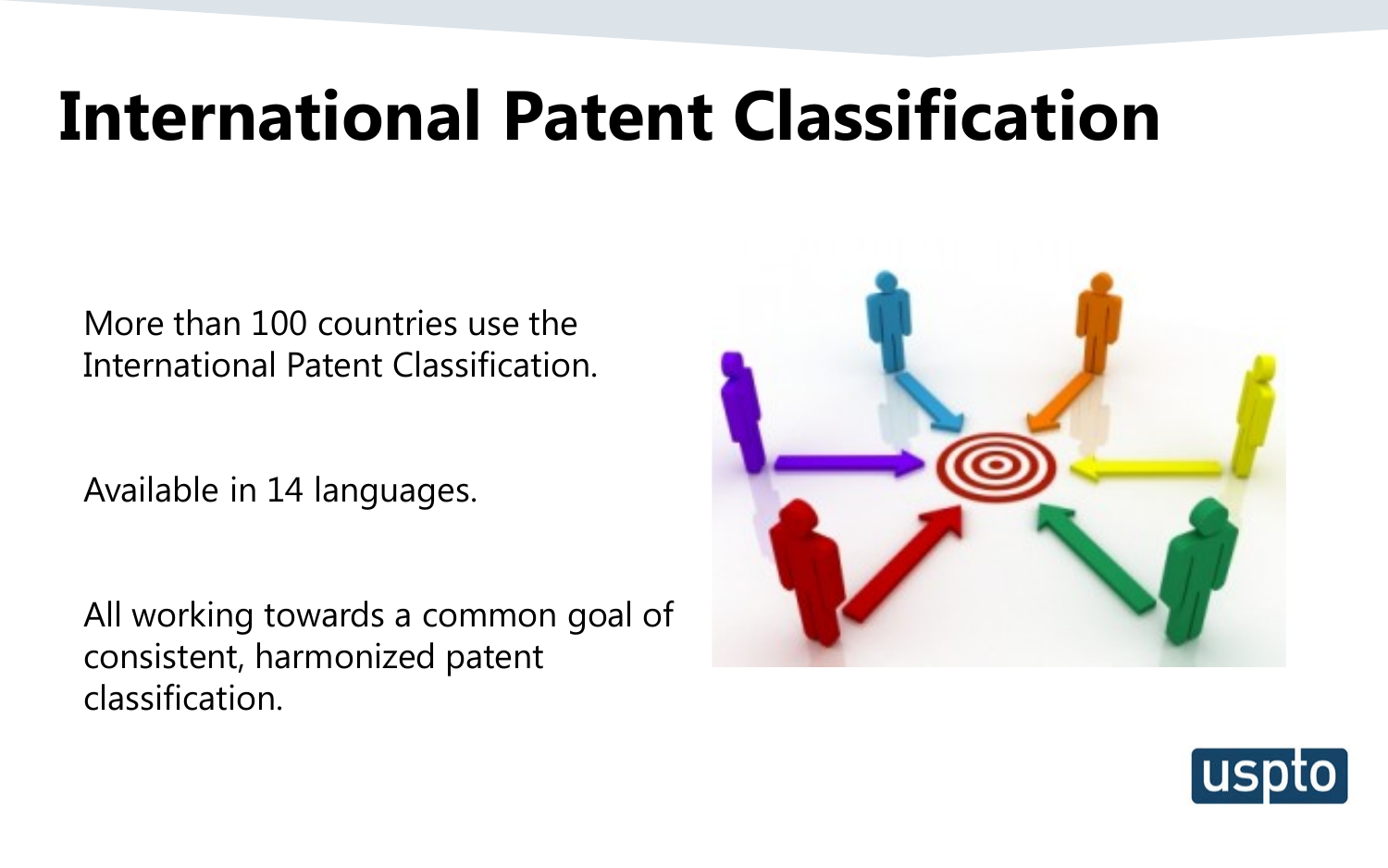# International Patent Classification

More than 100 countries use the International Patent Classification.

Available in 14 languages.

All working towards a common goal of consistent, harmonized patent classification.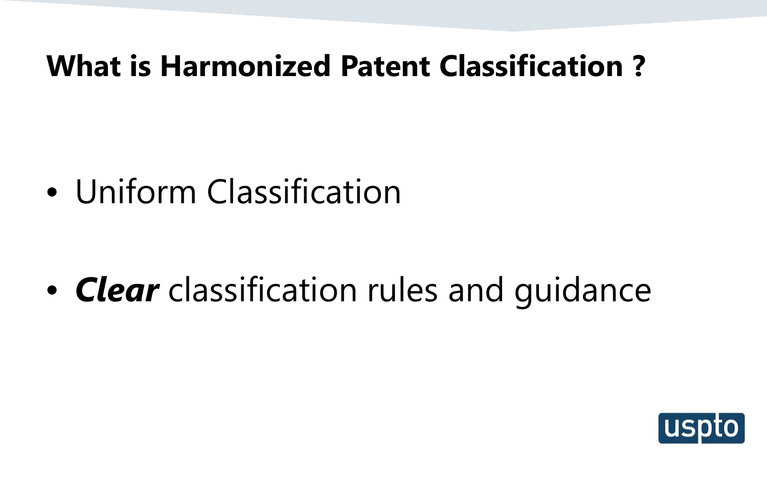# What is Harmonized Patent Classification ?

- Uniform Classification
- ***Clear*** classification rules and guidance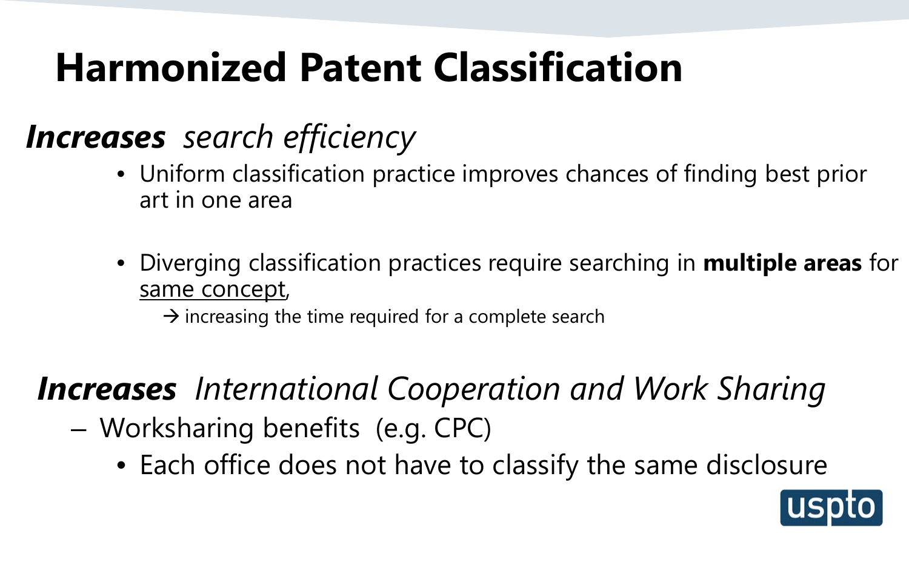# Harmonized Patent Classification

***Increases*** *search efficiency*

- Uniform classification practice improves chances of finding best prior art in one area
- Diverging classification practices require searching in **multiple areas** for <u>same concept</u>,
  - → increasing the time required for a complete search

***Increases*** *International Cooperation and Work Sharing*

- Worksharing benefits (e.g. CPC)
  - Each office does not have to classify the same disclosure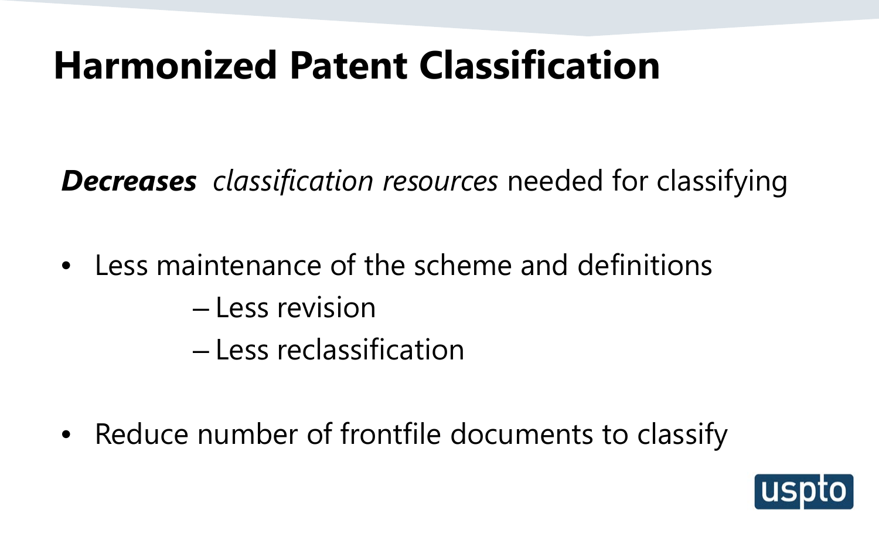# Harmonized Patent Classification

***Decreases*** *classification resources* needed for classifying

- Less maintenance of the scheme and definitions
  - Less revision
  - Less reclassification

- Reduce number of frontfile documents to classify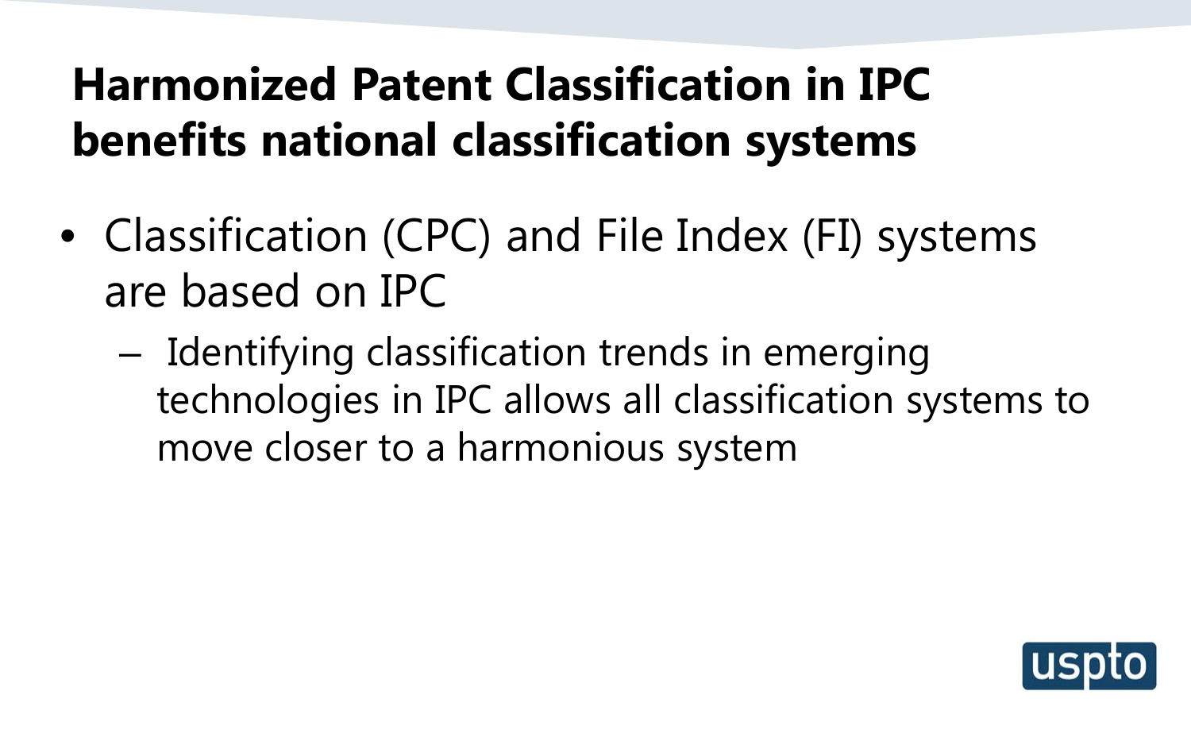# Harmonized Patent Classification in IPC benefits national classification systems

- Classification (CPC) and File Index (FI) systems are based on IPC
  - Identifying classification trends in emerging technologies in IPC allows all classification systems to move closer to a harmonious system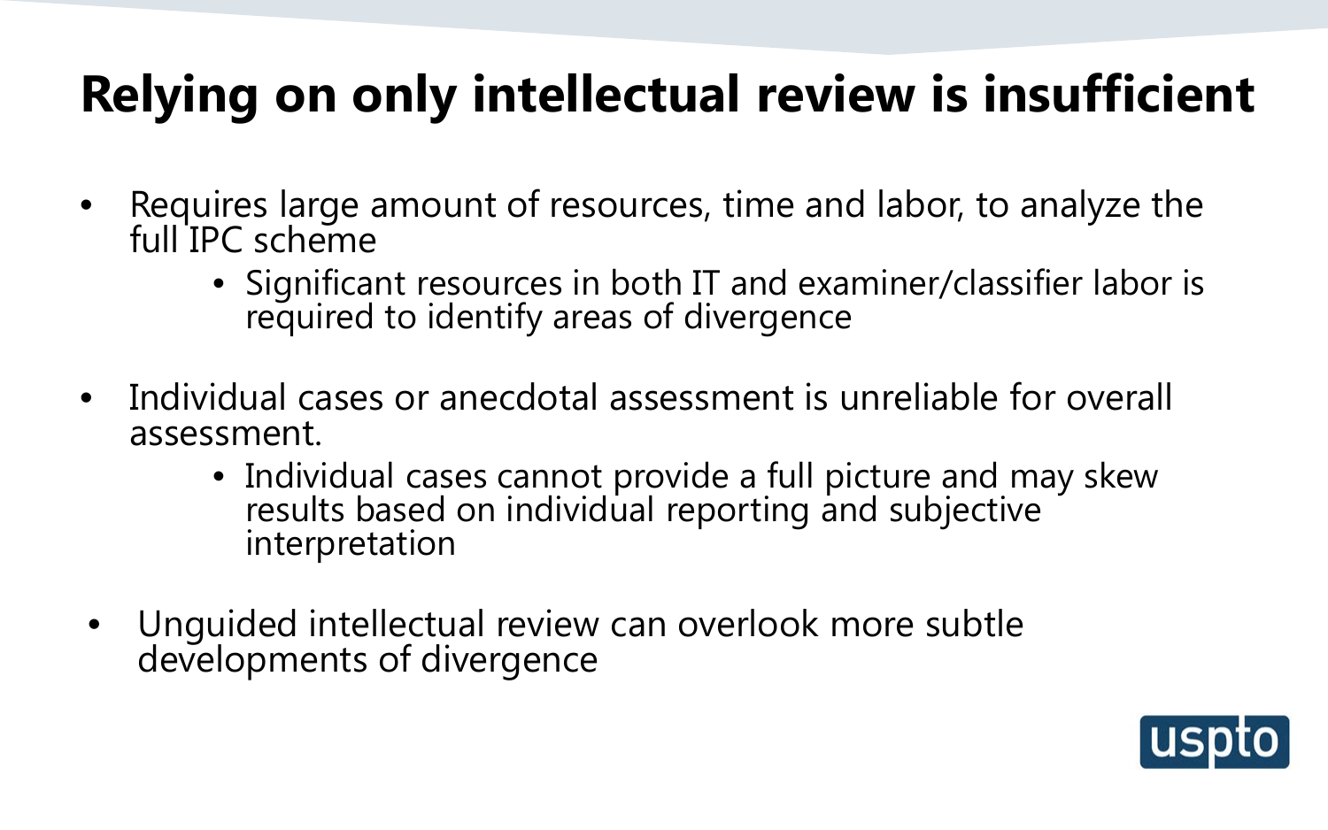# Relying on only intellectual review is insufficient

- Requires large amount of resources, time and labor, to analyze the full IPC scheme
  - Significant resources in both IT and examiner/classifier labor is required to identify areas of divergence

- Individual cases or anecdotal assessment is unreliable for overall assessment.
  - Individual cases cannot provide a full picture and may skew results based on individual reporting and subjective interpretation

- Unguided intellectual review can overlook more subtle developments of divergence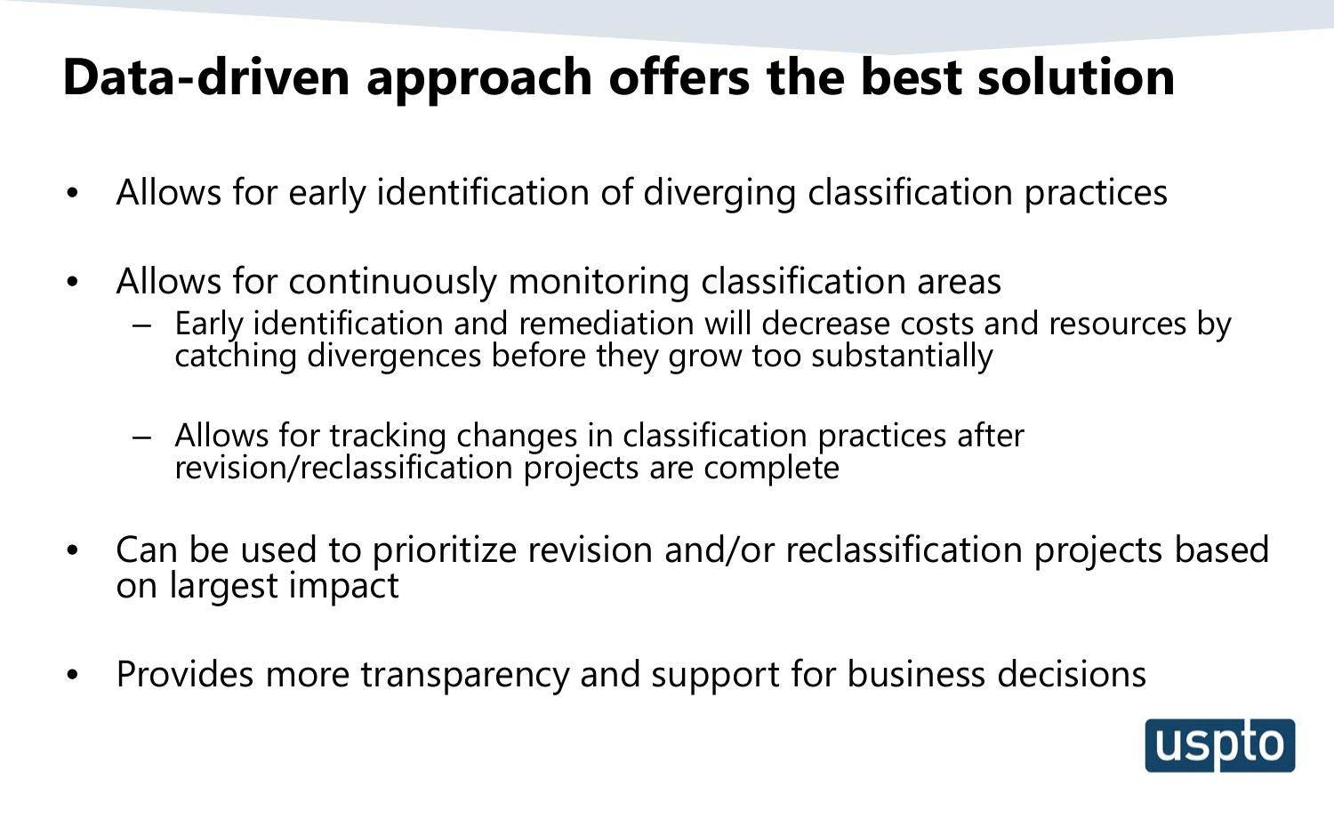# Data-driven approach offers the best solution

- Allows for early identification of diverging classification practices
- Allows for continuously monitoring classification areas
  - Early identification and remediation will decrease costs and resources by catching divergences before they grow too substantially
  - Allows for tracking changes in classification practices after revision/reclassification projects are complete
- Can be used to prioritize revision and/or reclassification projects based on largest impact
- Provides more transparency and support for business decisions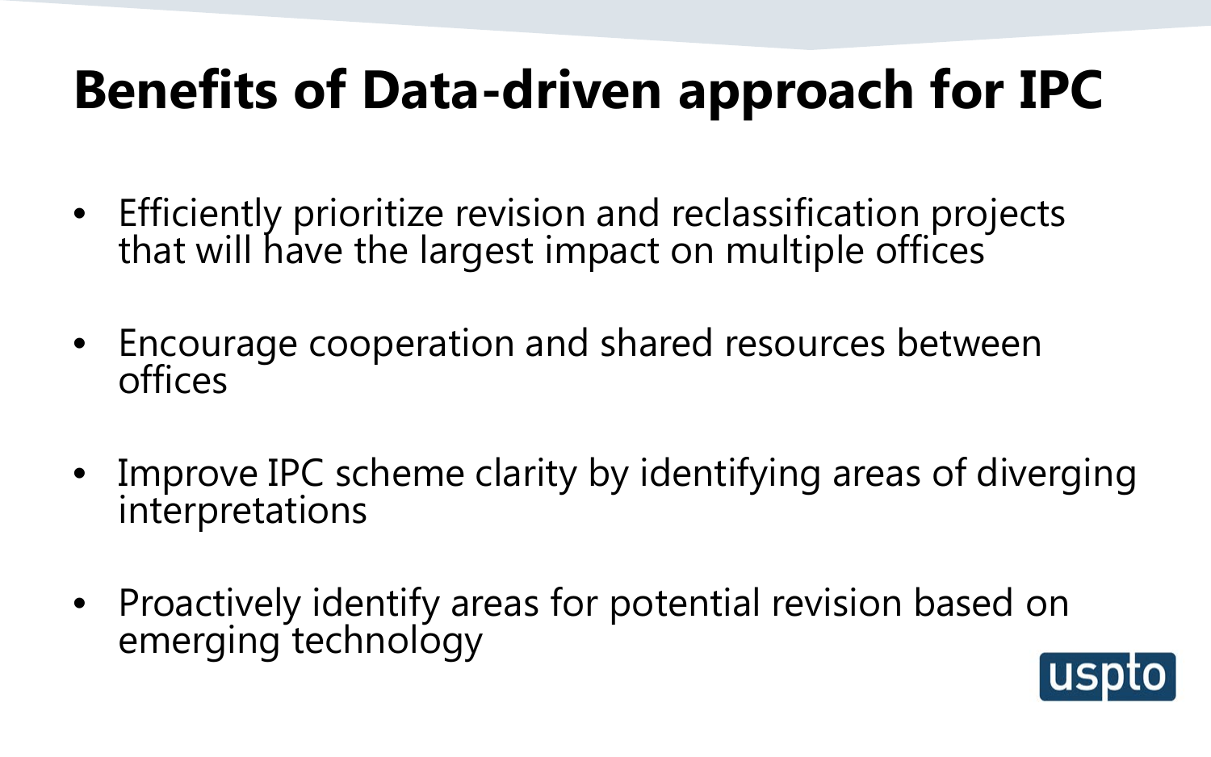# Benefits of Data-driven approach for IPC

- Efficiently prioritize revision and reclassification projects that will have the largest impact on multiple offices
- Encourage cooperation and shared resources between offices
- Improve IPC scheme clarity by identifying areas of diverging interpretations
- Proactively identify areas for potential revision based on emerging technology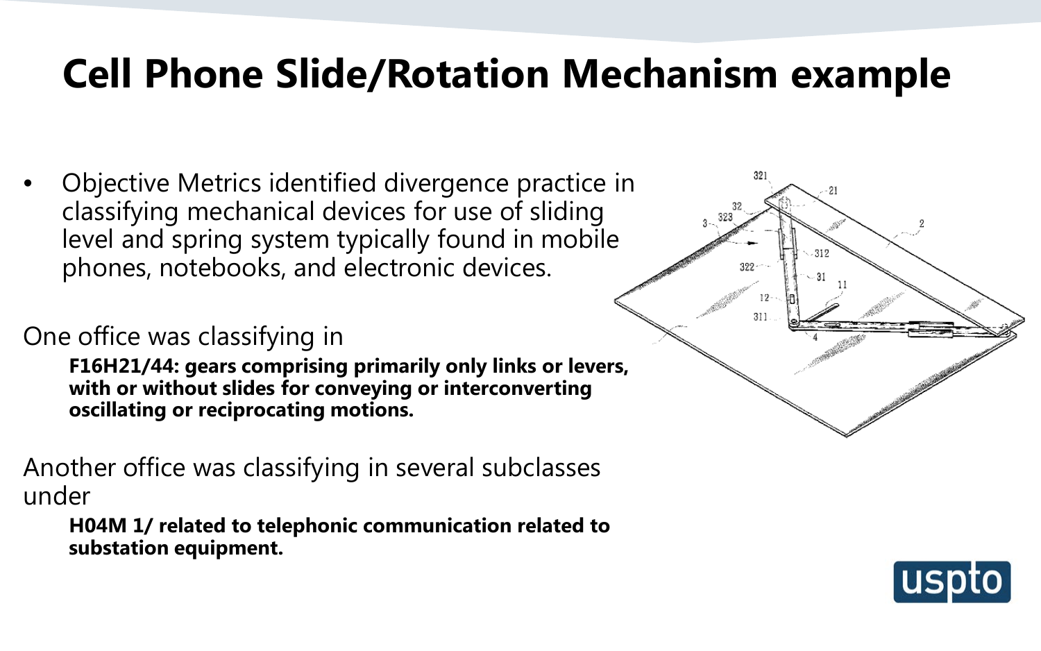# Cell Phone Slide/Rotation Mechanism example

- Objective Metrics identified divergence practice in classifying mechanical devices for use of sliding level and spring system typically found in mobile phones, notebooks, and electronic devices.

One office was classifying in

**F16H21/44: gears comprising primarily only links or levers, with or without slides for conveying or interconverting oscillating or reciprocating motions.**

Another office was classifying in several subclasses under

**H04M 1/ related to telephonic communication related to substation equipment.**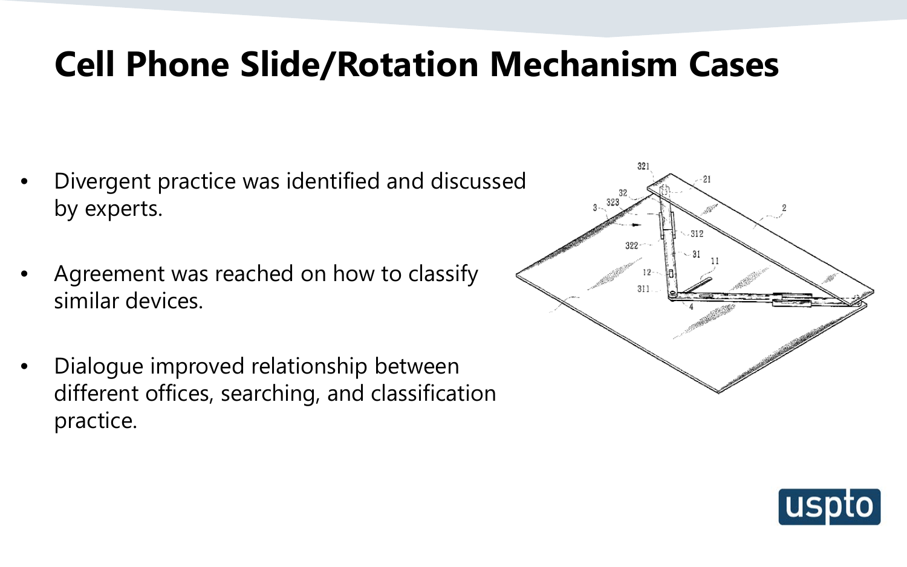# Cell Phone Slide/Rotation Mechanism Cases

- Divergent practice was identified and discussed by experts.
- Agreement was reached on how to classify similar devices.
- Dialogue improved relationship between different offices, searching, and classification practice.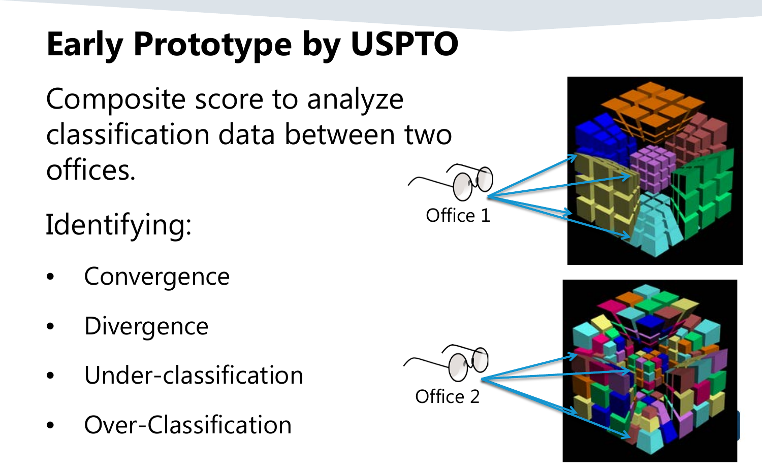# Early Prototype by USPTO

Composite score to analyze classification data between two offices.

Identifying:

- Convergence
- Divergence
- Under-classification
- Over-Classification

Office 1

Office 2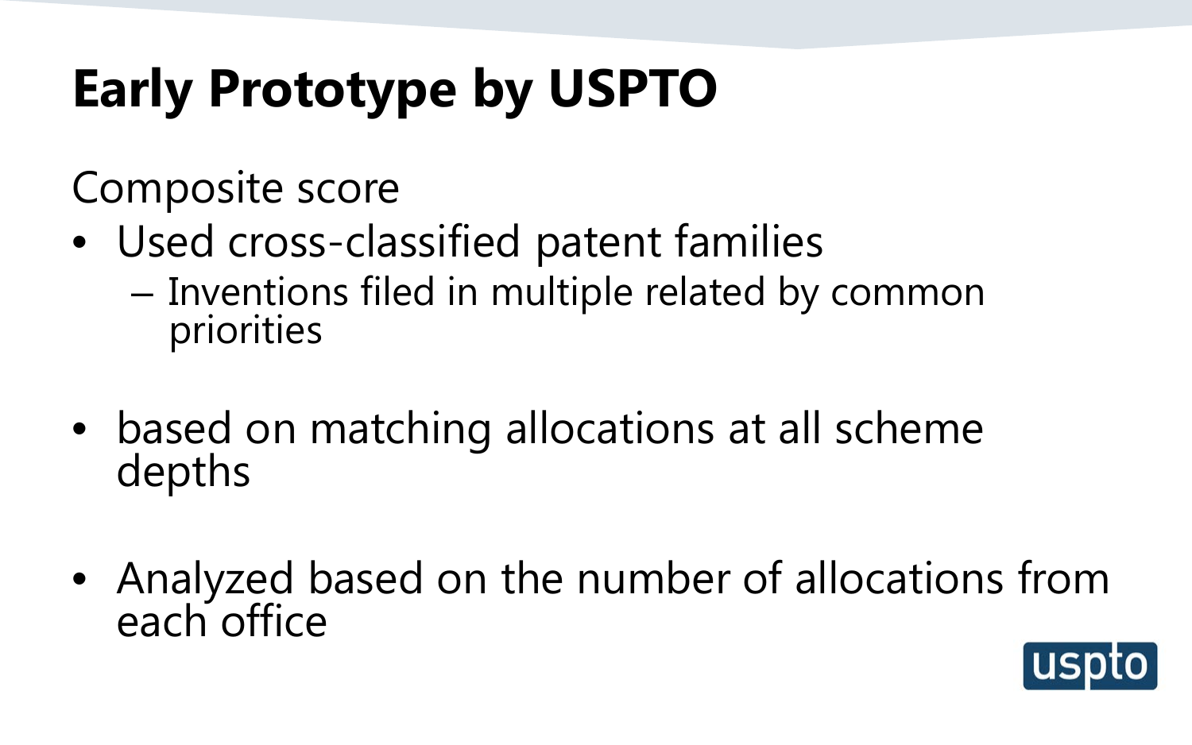# Early Prototype by USPTO

Composite score

- Used cross-classified patent families
  - Inventions filed in multiple related by common priorities
- based on matching allocations at all scheme depths
- Analyzed based on the number of allocations from each office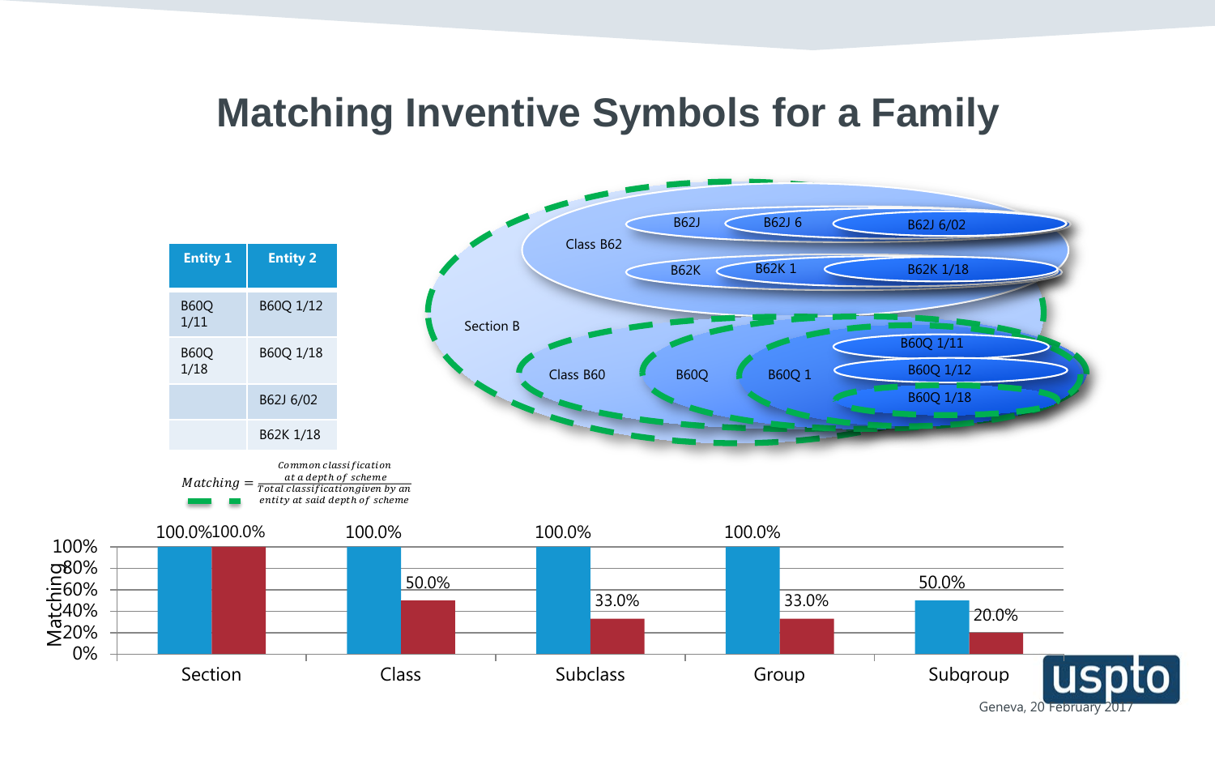# Matching Inventive Symbols for a Family

| Entity 1 | Entity 2 |
|---|---|
| B60Q 1/11 | B60Q 1/12 |
| B60Q 1/18 | B60Q 1/18 |
| | B62J 6/02 |
| | B62K 1/18 |

$$Matching = \frac{Common\ classification\ at\ a\ depth\ of\ scheme}{Total\ classification given\ by\ an\ entity\ at\ said\ depth\ of\ scheme}$$

Section B — Class B62 — B62J — B62J 6 — B62J 6/02; B62K — B62K 1 — B62K 1/18; Class B60 — B60Q — B60Q 1 — B60Q 1/11, B60Q 1/12, B60Q 1/18

| | Section | Class | Subclass | Group | Subgroup |
|---|---|---|---|---|---|
| Matching (blue) | 100.0% | 100.0% | 100.0% | 100.0% | 50.0% |
| Matching (red) | 100.0% | 50.0% | 33.0% | 33.0% | 20.0% |

Geneva, 20 February 2017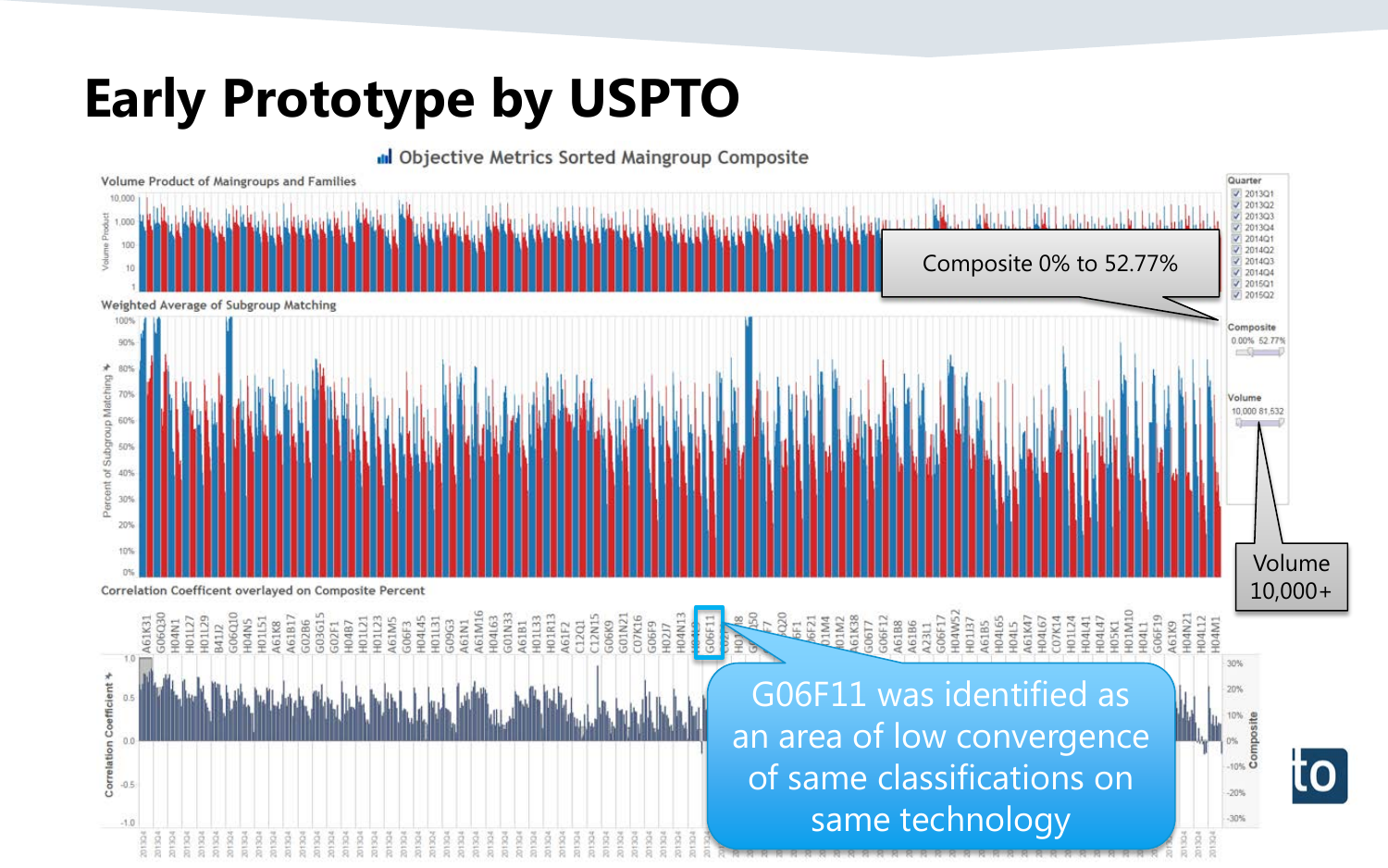# Early Prototype by USPTO

Objective Metrics Sorted Maingroup Composite

Volume Product of Maingroups and Families

Weighted Average of Subgroup Matching

Correlation Coefficent overlayed on Composite Percent

Composite 0% to 52.77%

Volume 10,000+

G06F11 was identified as an area of low convergence of same classifications on same technology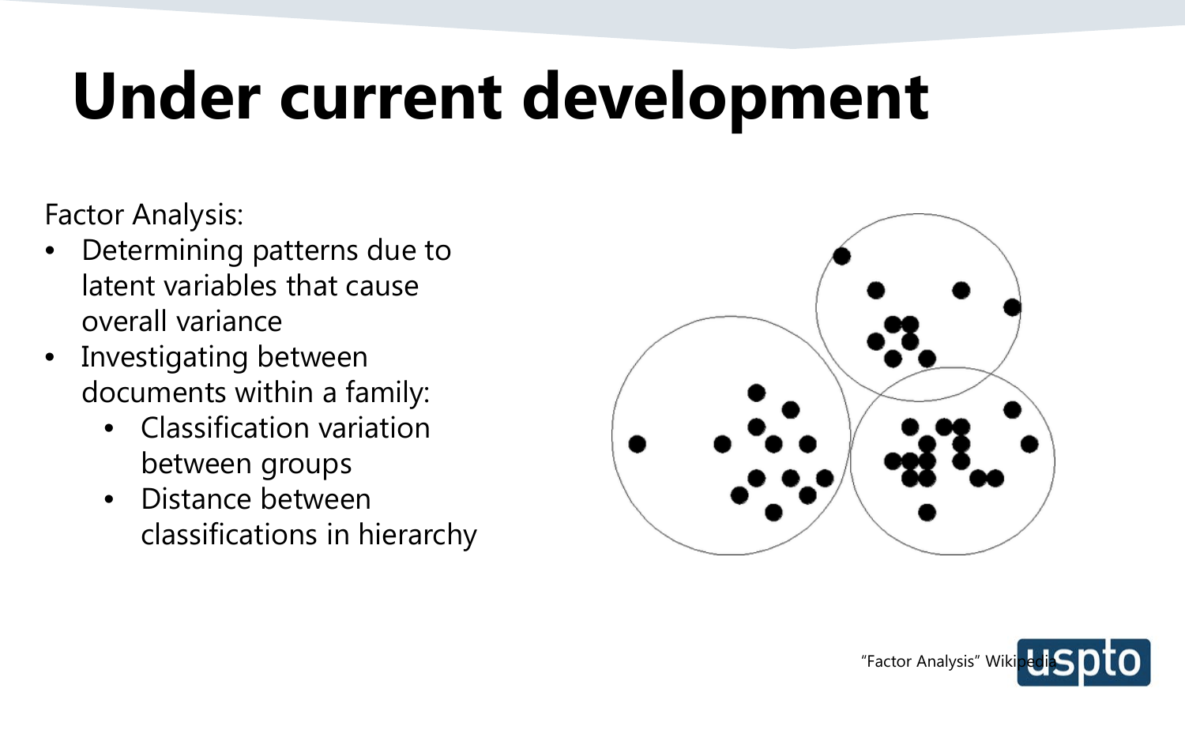# Under current development

Factor Analysis:

- Determining patterns due to latent variables that cause overall variance
- Investigating between documents within a family:
  - Classification variation between groups
  - Distance between classifications in hierarchy

"Factor Analysis" Wikipedia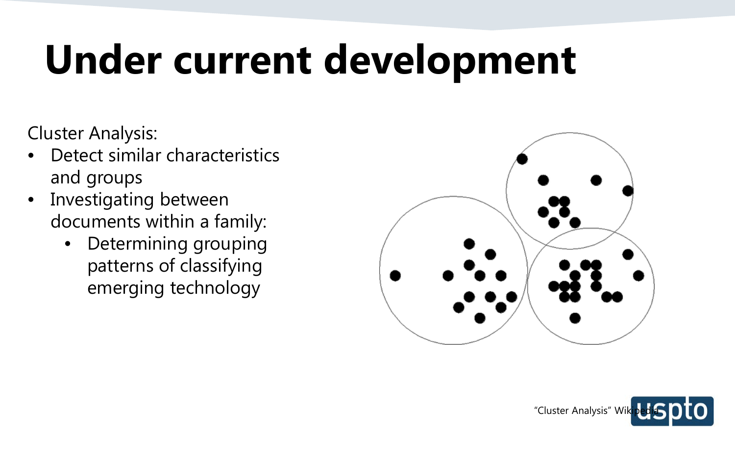# Under current development

Cluster Analysis:

- Detect similar characteristics and groups
- Investigating between documents within a family:
    - Determining grouping patterns of classifying emerging technology

"Cluster Analysis" Wikipedia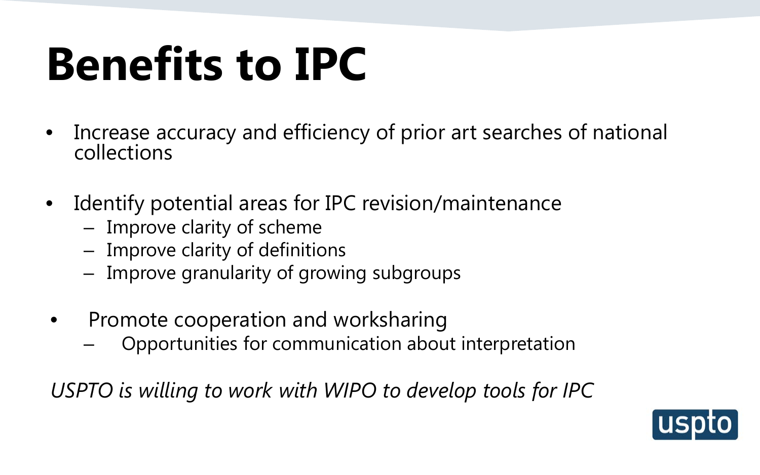# Benefits to IPC

- Increase accuracy and efficiency of prior art searches of national collections

- Identify potential areas for IPC revision/maintenance
  - Improve clarity of scheme
  - Improve clarity of definitions
  - Improve granularity of growing subgroups

- Promote cooperation and worksharing
  - Opportunities for communication about interpretation

*USPTO is willing to work with WIPO to develop tools for IPC*

uspto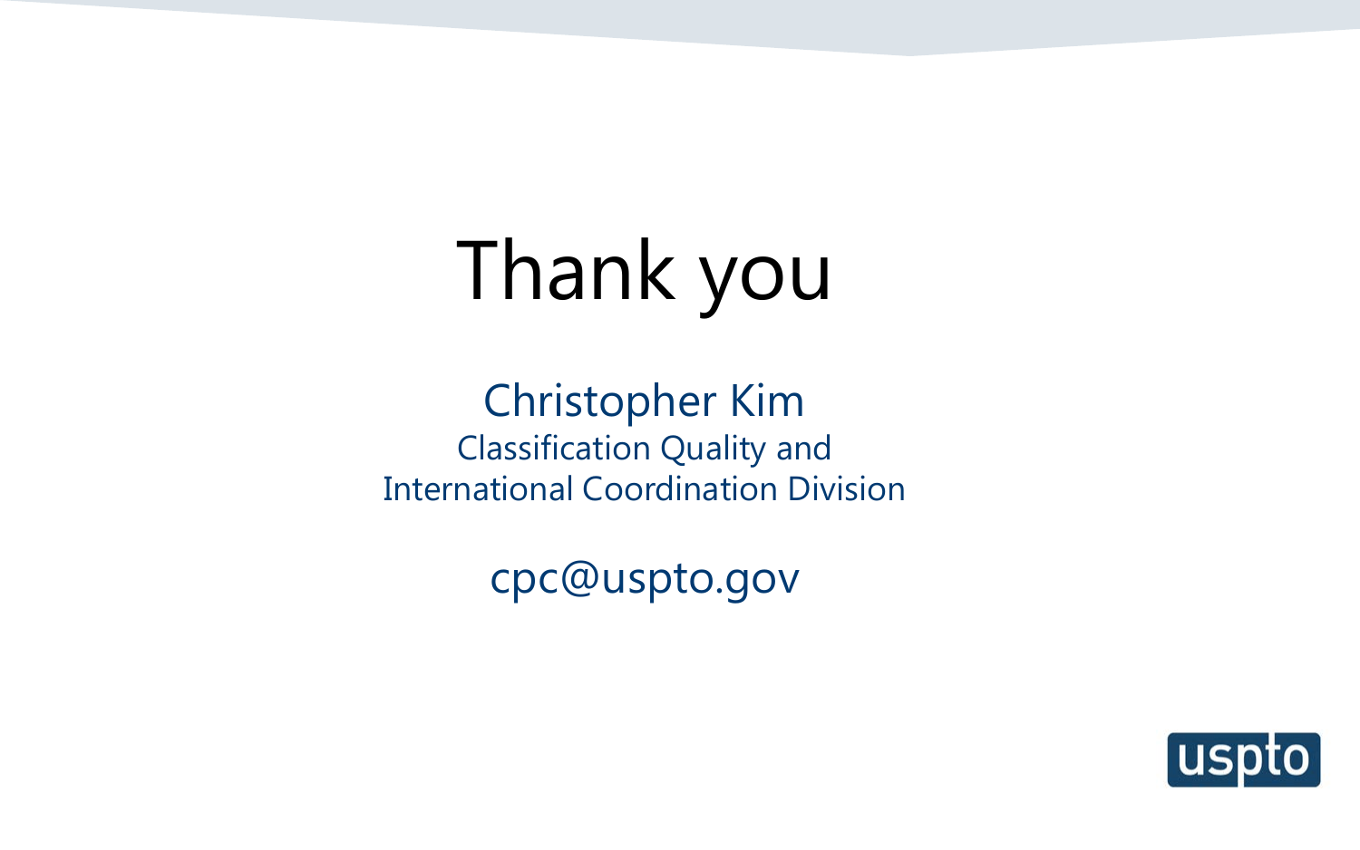# Thank you

Christopher Kim
Classification Quality and
International Coordination Division

cpc@uspto.gov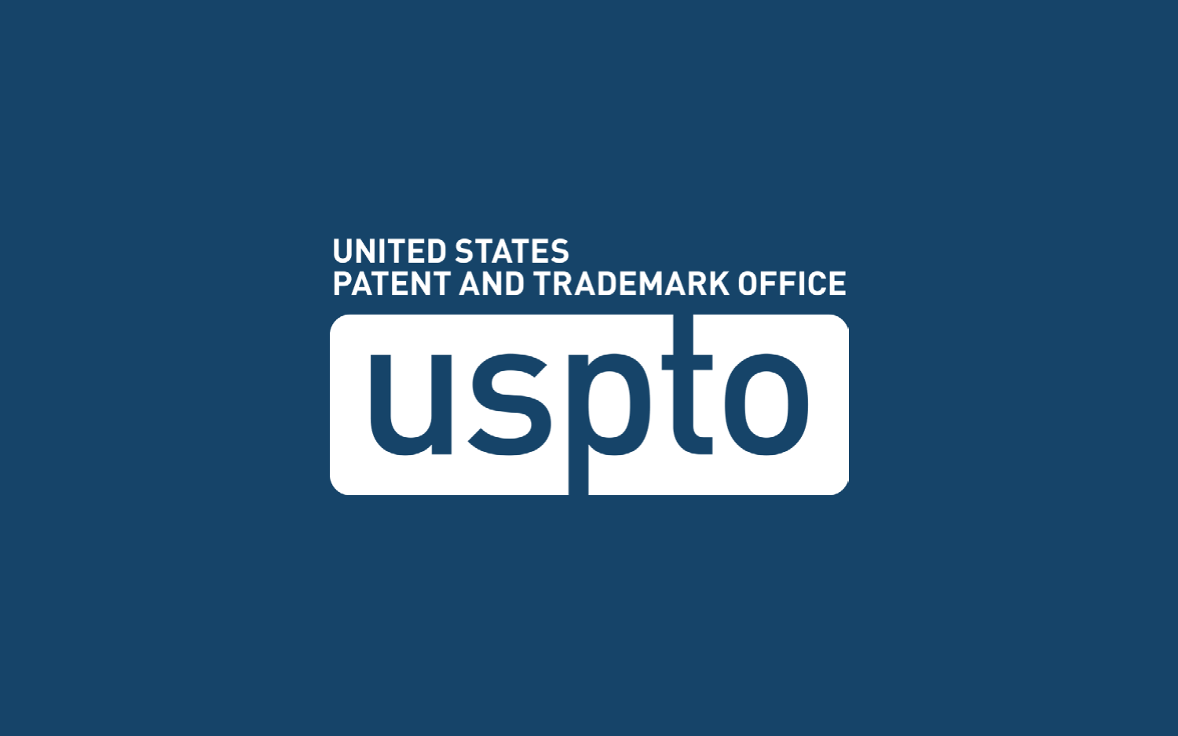UNITED STATES
PATENT AND TRADEMARK OFFICE

uspto